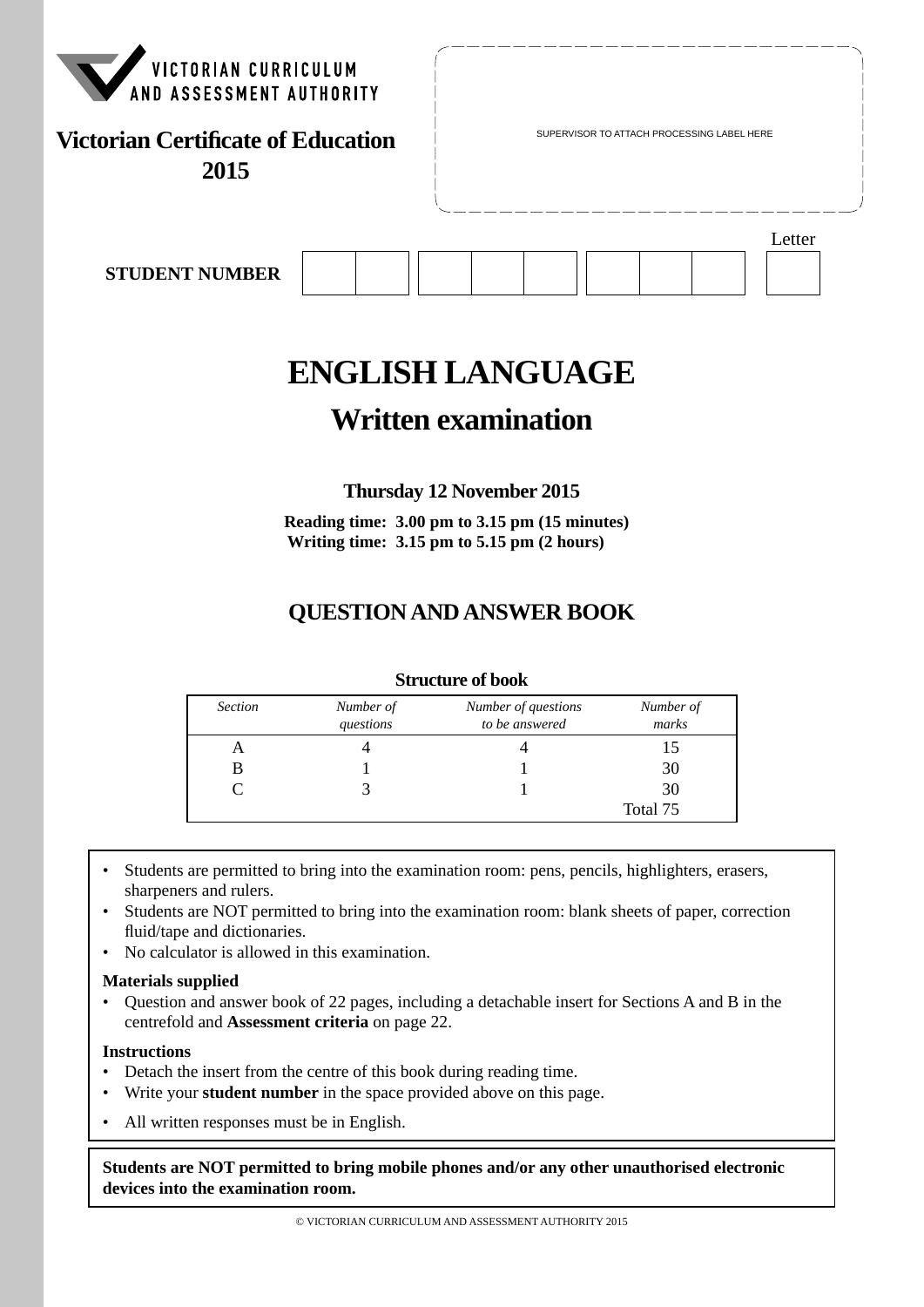VICTORIAN CURRICULUM AND ASSESSMENT AUTHORITY

**Victorian Certificate of Education 2015**

SUPERVISOR TO ATTACH PROCESSING LABEL HERE

**STUDENT NUMBER** Letter

# ENGLISH LANGUAGE

## Written examination

**Thursday 12 November 2015**

**Reading time: 3.00 pm to 3.15 pm (15 minutes)**
**Writing time: 3.15 pm to 5.15 pm (2 hours)**

## QUESTION AND ANSWER BOOK

**Structure of book**

| *Section* | *Number of questions* | *Number of questions to be answered* | *Number of marks* |
|---|---|---|---|
| A | 4 | 4 | 15 |
| B | 1 | 1 | 30 |
| C | 3 | 1 | 30 |
| | | | Total 75 |

- Students are permitted to bring into the examination room: pens, pencils, highlighters, erasers, sharpeners and rulers.
- Students are NOT permitted to bring into the examination room: blank sheets of paper, correction fluid/tape and dictionaries.
- No calculator is allowed in this examination.

**Materials supplied**
- Question and answer book of 22 pages, including a detachable insert for Sections A and B in the centrefold and **Assessment criteria** on page 22.

**Instructions**
- Detach the insert from the centre of this book during reading time.
- Write your **student number** in the space provided above on this page.
- All written responses must be in English.

**Students are NOT permitted to bring mobile phones and/or any other unauthorised electronic devices into the examination room.**

© VICTORIAN CURRICULUM AND ASSESSMENT AUTHORITY 2015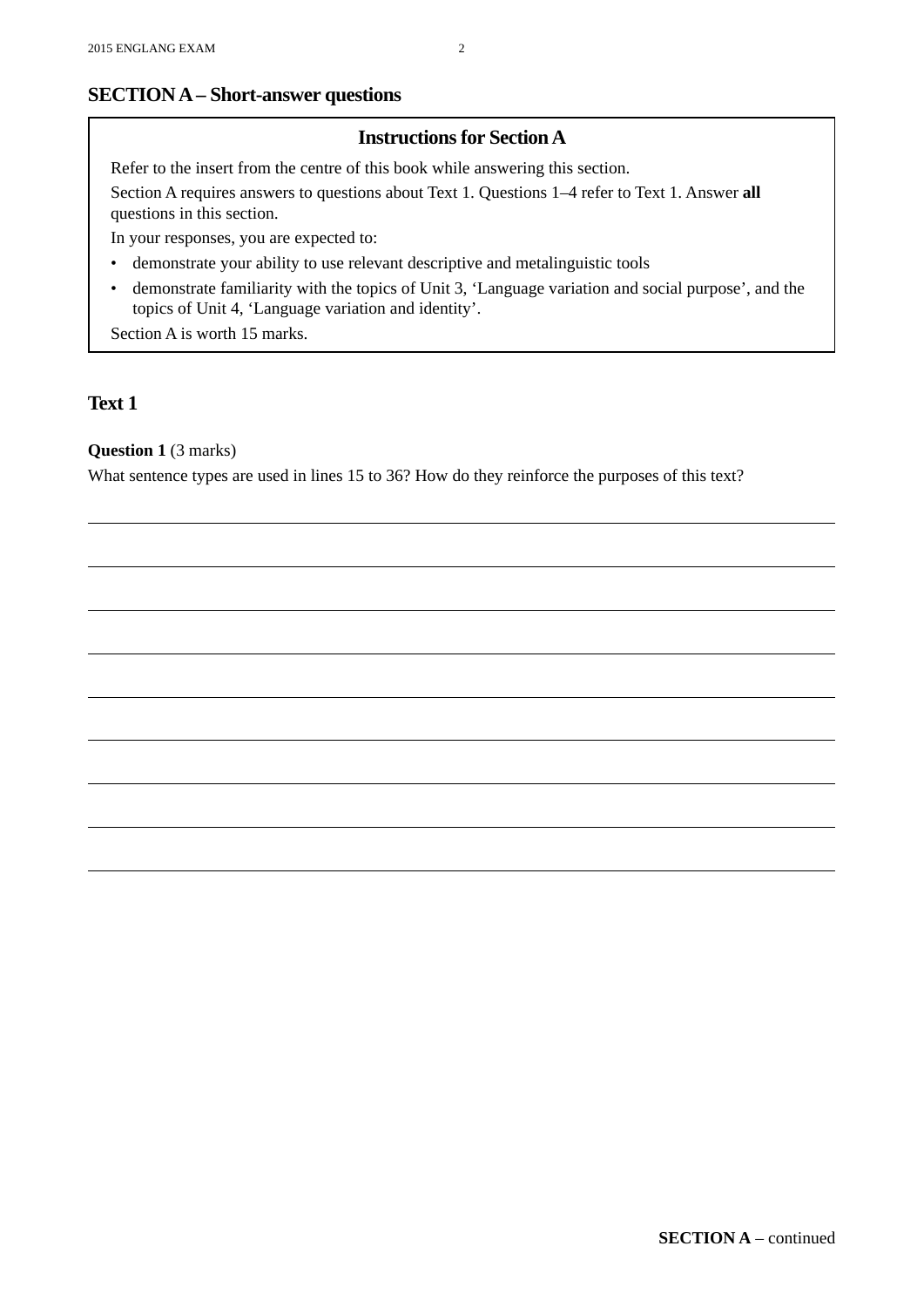## SECTION A – Short-answer questions

### Instructions for Section A

Refer to the insert from the centre of this book while answering this section.

Section A requires answers to questions about Text 1. Questions 1–4 refer to Text 1. Answer **all** questions in this section.

In your responses, you are expected to:

- demonstrate your ability to use relevant descriptive and metalinguistic tools
- demonstrate familiarity with the topics of Unit 3, 'Language variation and social purpose', and the topics of Unit 4, 'Language variation and identity'.

Section A is worth 15 marks.

## Text 1

**Question 1** (3 marks)

What sentence types are used in lines 15 to 36? How do they reinforce the purposes of this text?

**SECTION A** – continued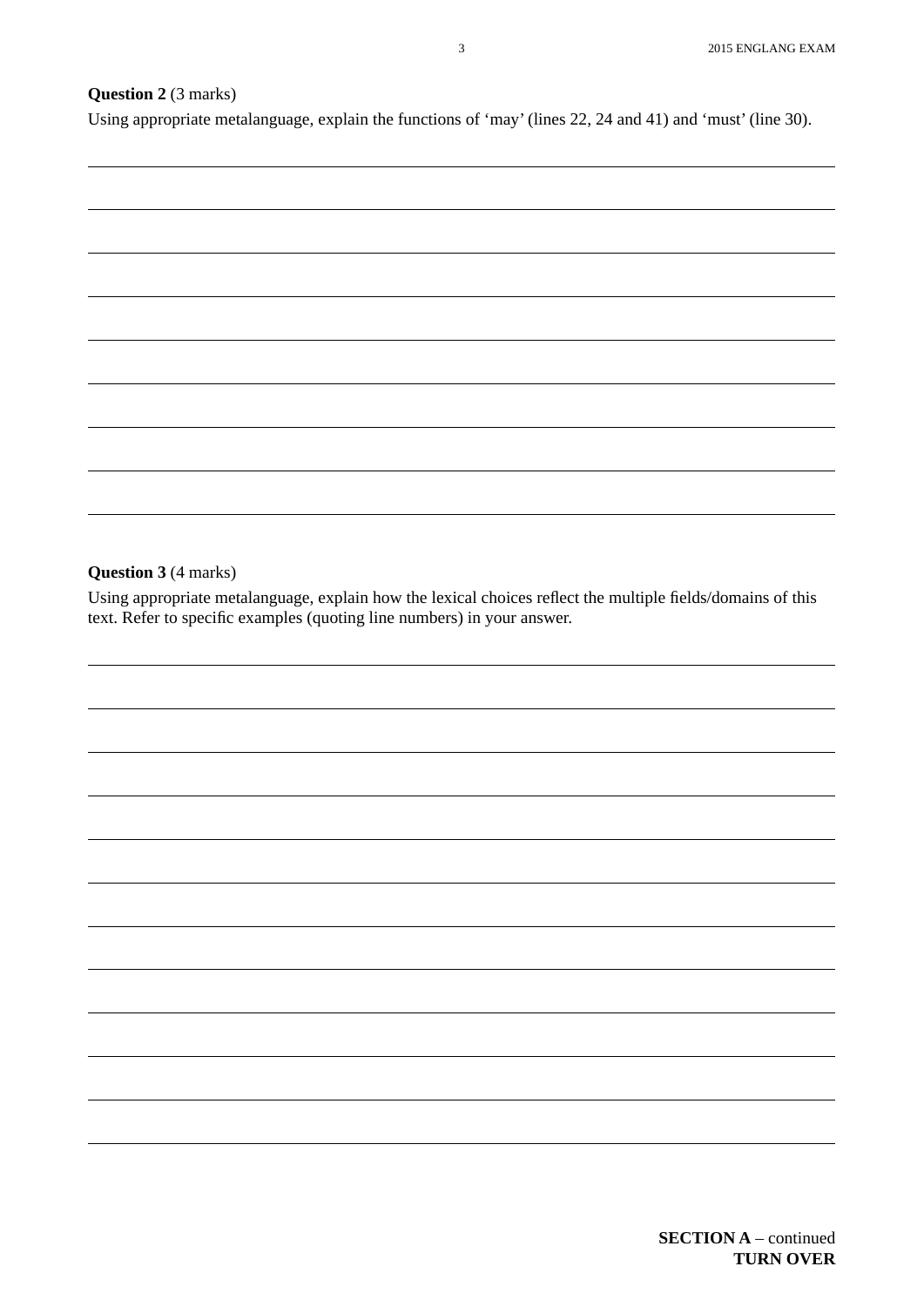**Question 2** (3 marks)

Using appropriate metalanguage, explain the functions of 'may' (lines 22, 24 and 41) and 'must' (line 30).

**Question 3** (4 marks)

Using appropriate metalanguage, explain how the lexical choices reflect the multiple fields/domains of this text. Refer to specific examples (quoting line numbers) in your answer.

**SECTION A** – continued
**TURN OVER**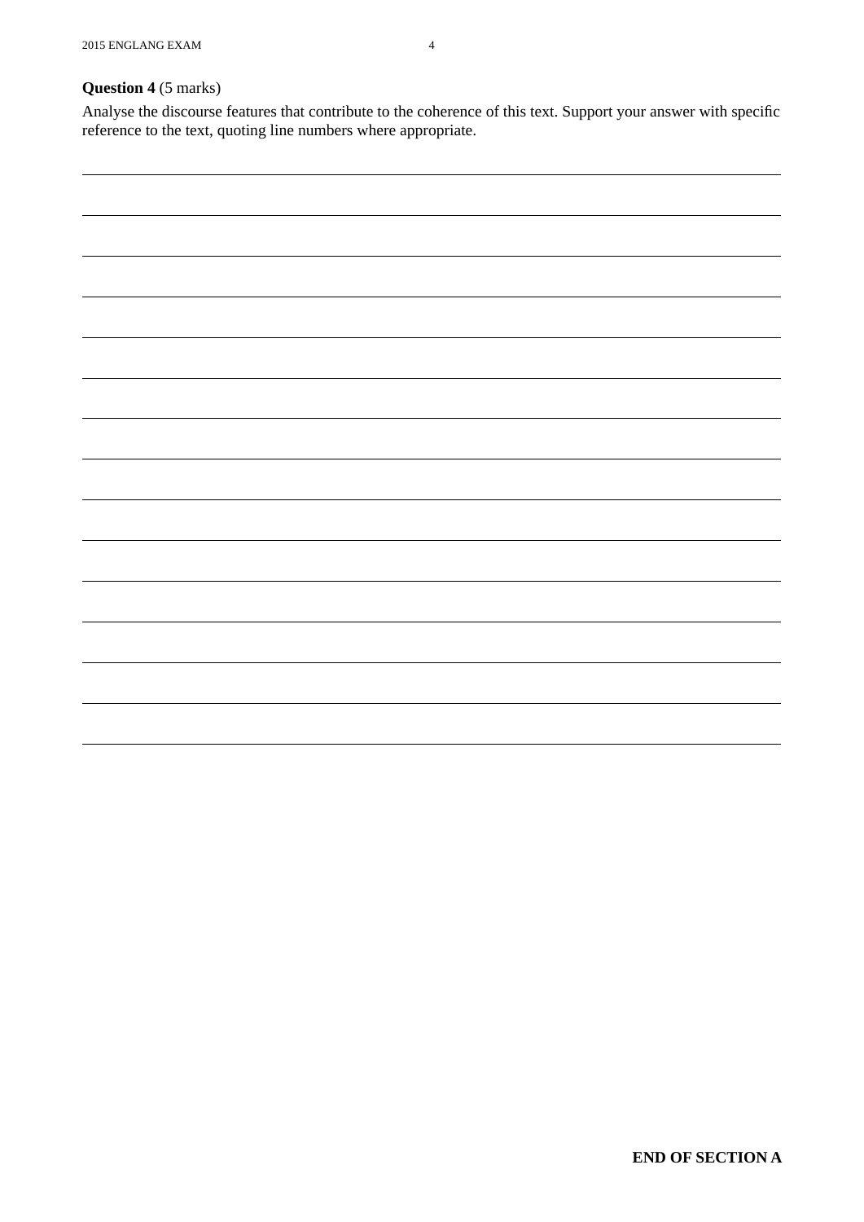**Question 4** (5 marks)

Analyse the discourse features that contribute to the coherence of this text. Support your answer with specific reference to the text, quoting line numbers where appropriate.

**END OF SECTION A**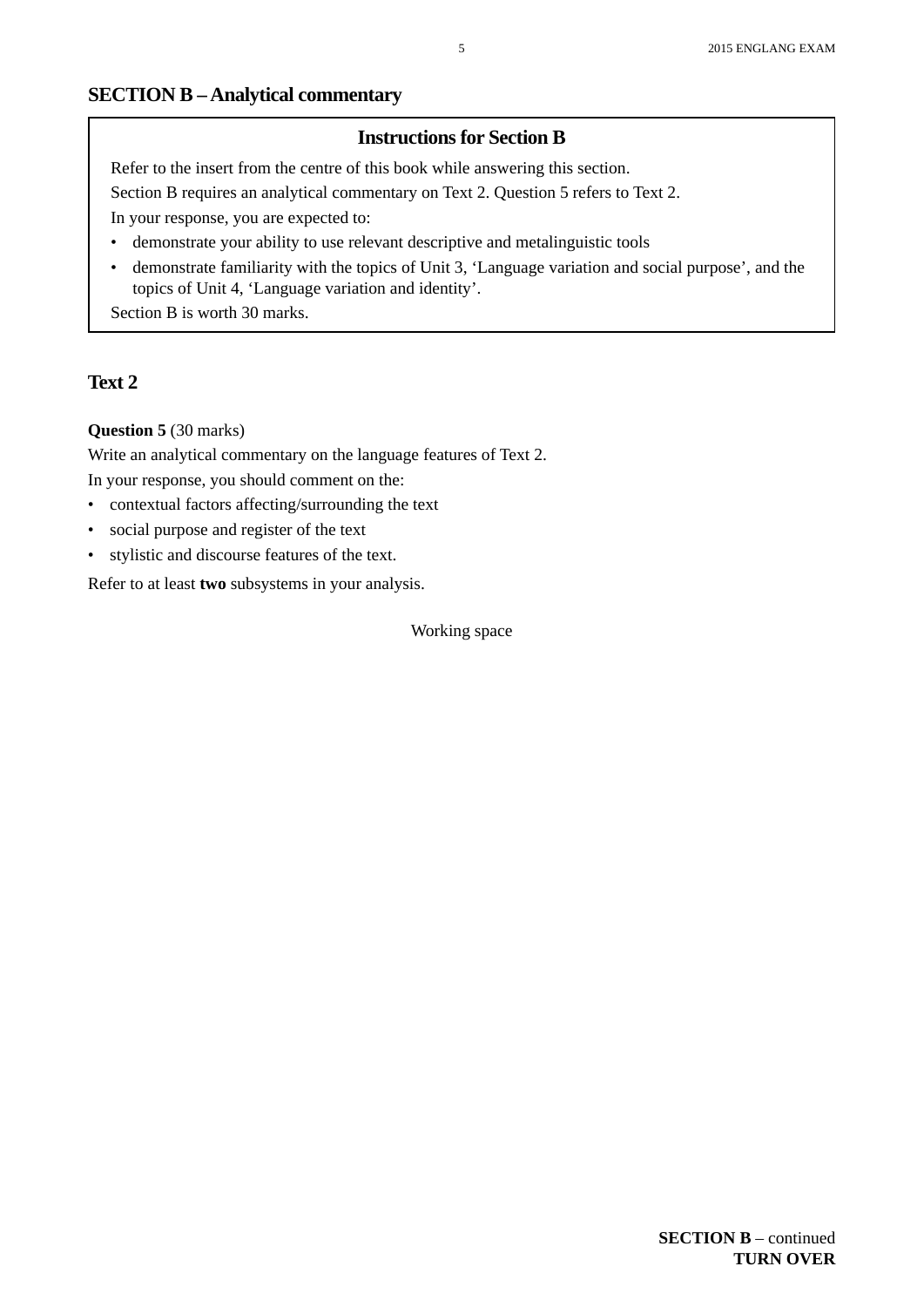## SECTION B – Analytical commentary

### Instructions for Section B

Refer to the insert from the centre of this book while answering this section.

Section B requires an analytical commentary on Text 2. Question 5 refers to Text 2.

In your response, you are expected to:

- demonstrate your ability to use relevant descriptive and metalinguistic tools
- demonstrate familiarity with the topics of Unit 3, ‘Language variation and social purpose’, and the topics of Unit 4, ‘Language variation and identity’.

Section B is worth 30 marks.

## Text 2

**Question 5** (30 marks)

Write an analytical commentary on the language features of Text 2.

In your response, you should comment on the:

- contextual factors affecting/surrounding the text
- social purpose and register of the text
- stylistic and discourse features of the text.

Refer to at least **two** subsystems in your analysis.

Working space

**SECTION B** – continued
**TURN OVER**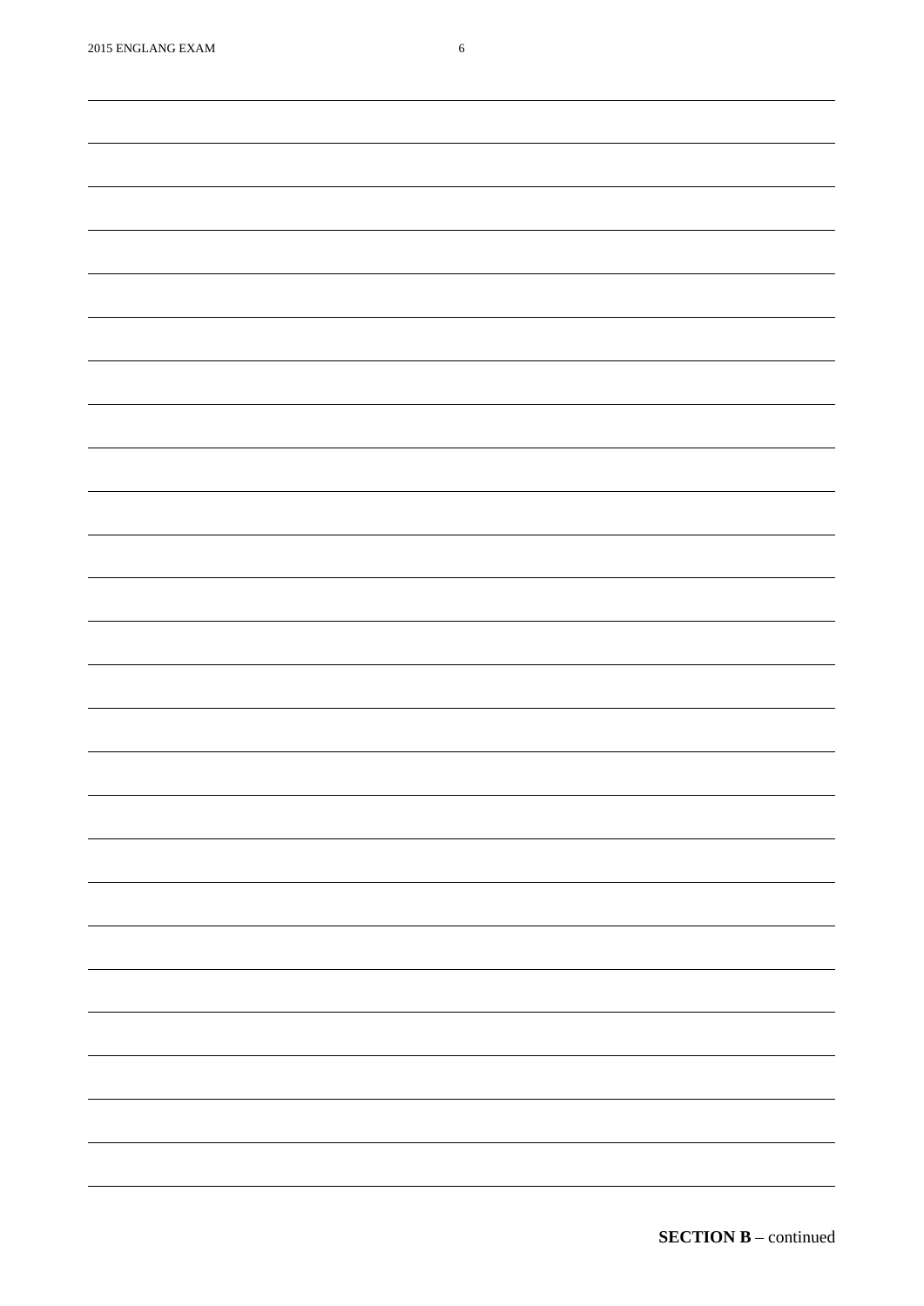**SECTION B** – continued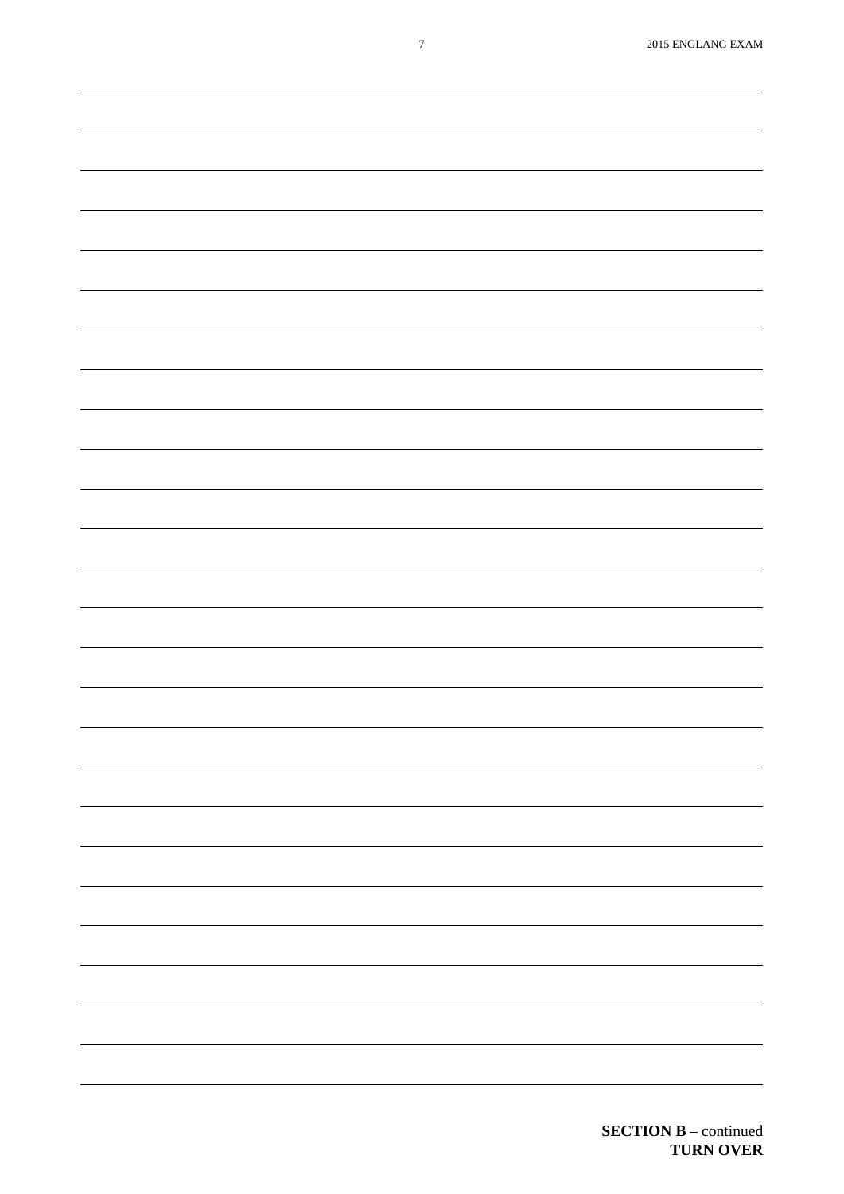**SECTION B** – continued
**TURN OVER**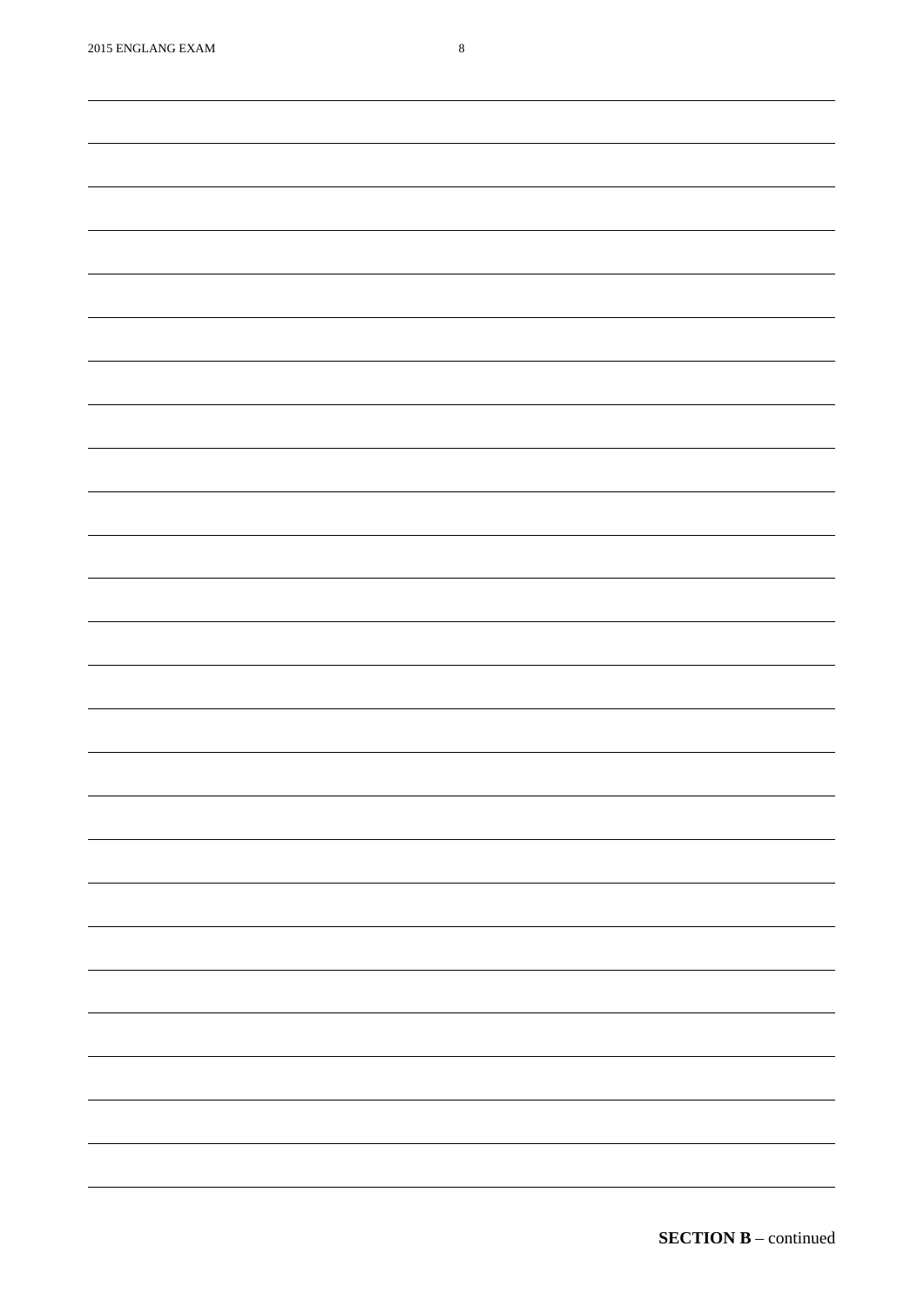**SECTION B** – continued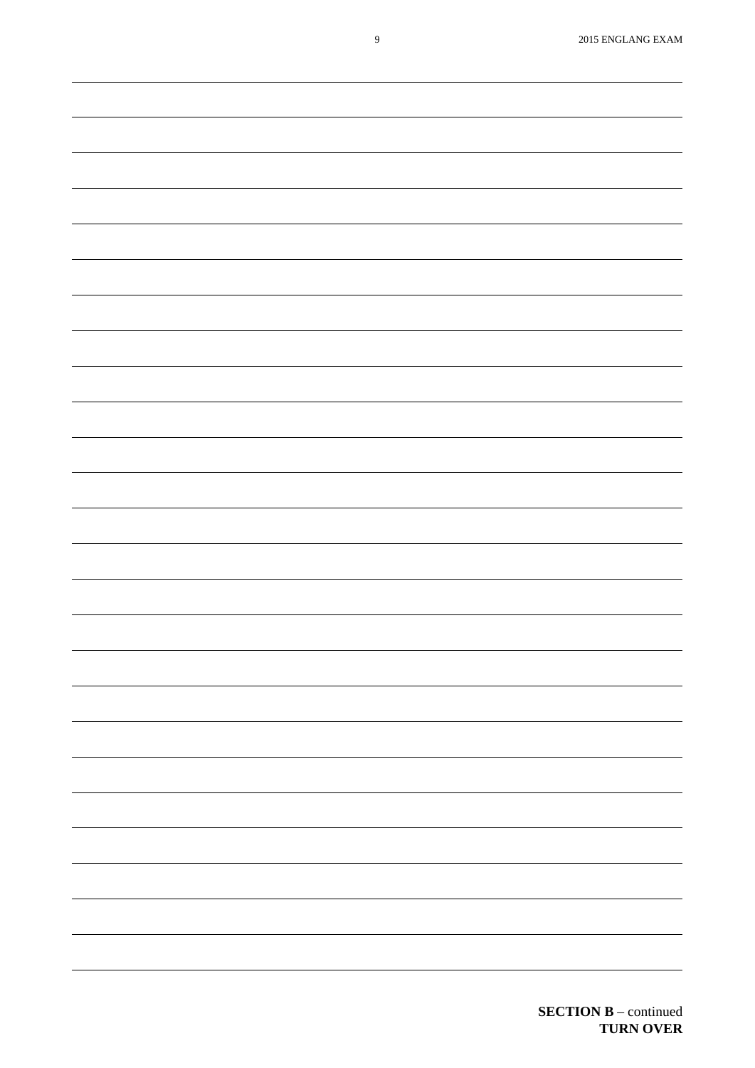**SECTION B** – continued
**TURN OVER**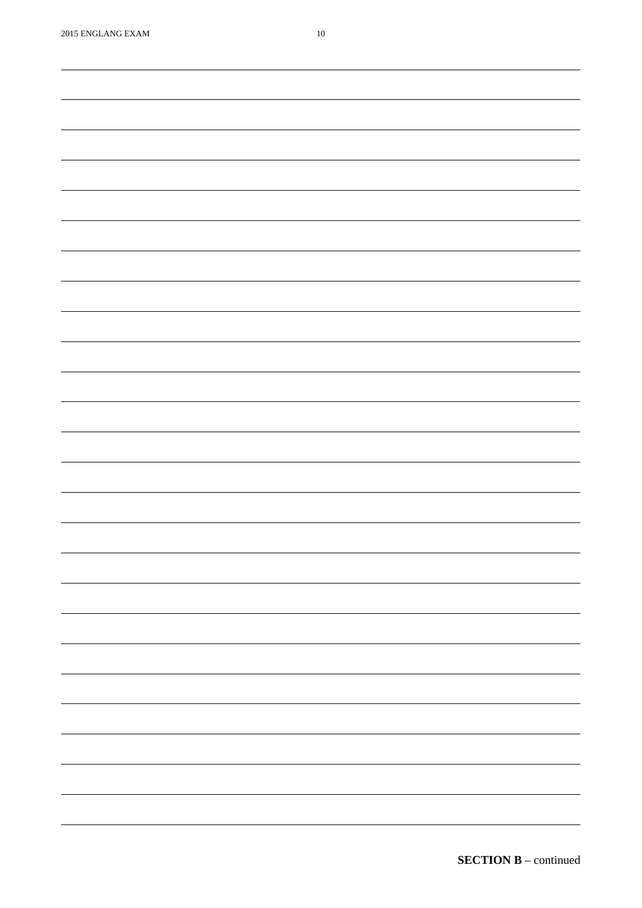**SECTION B** – continued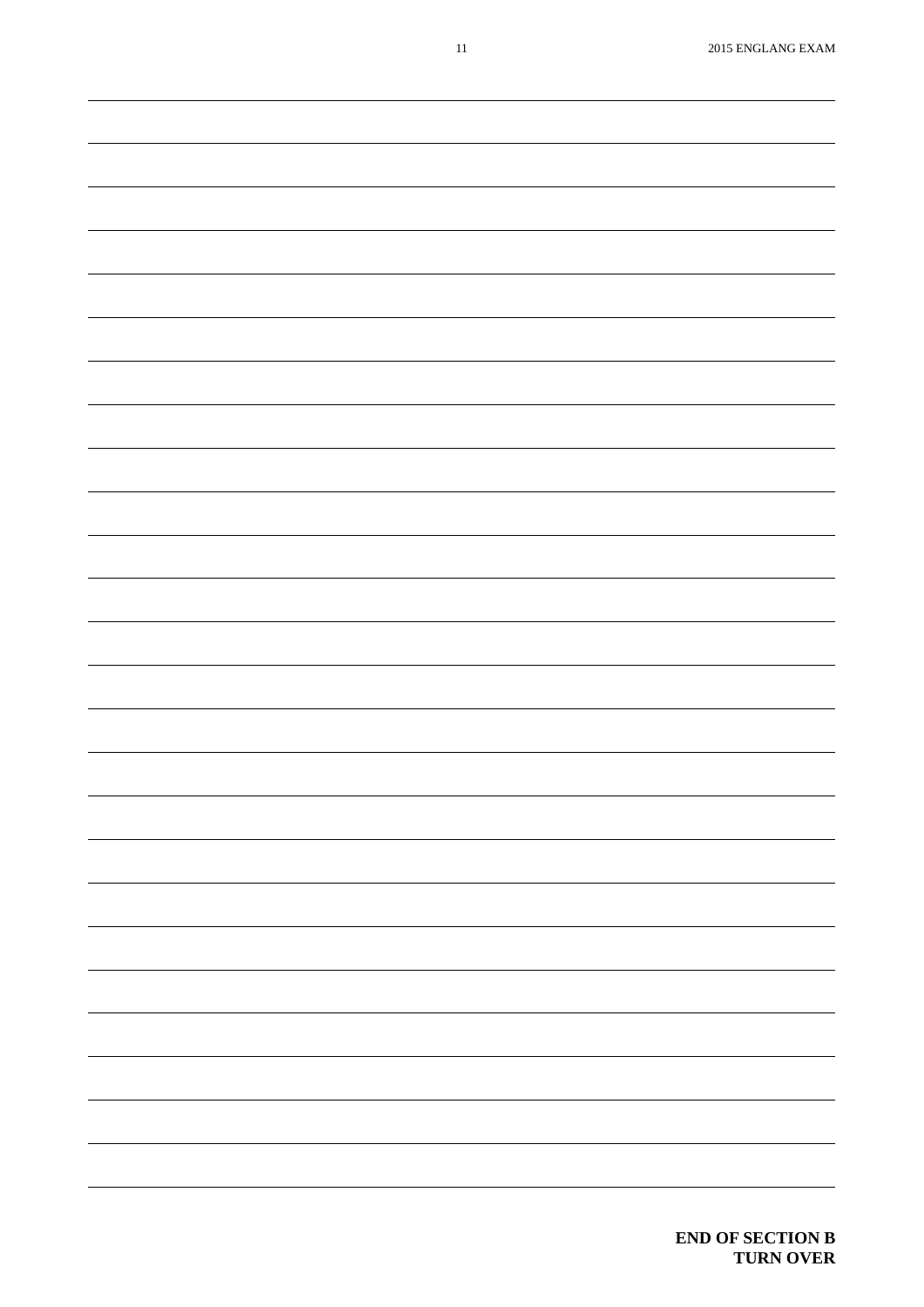**END OF SECTION B**
**TURN OVER**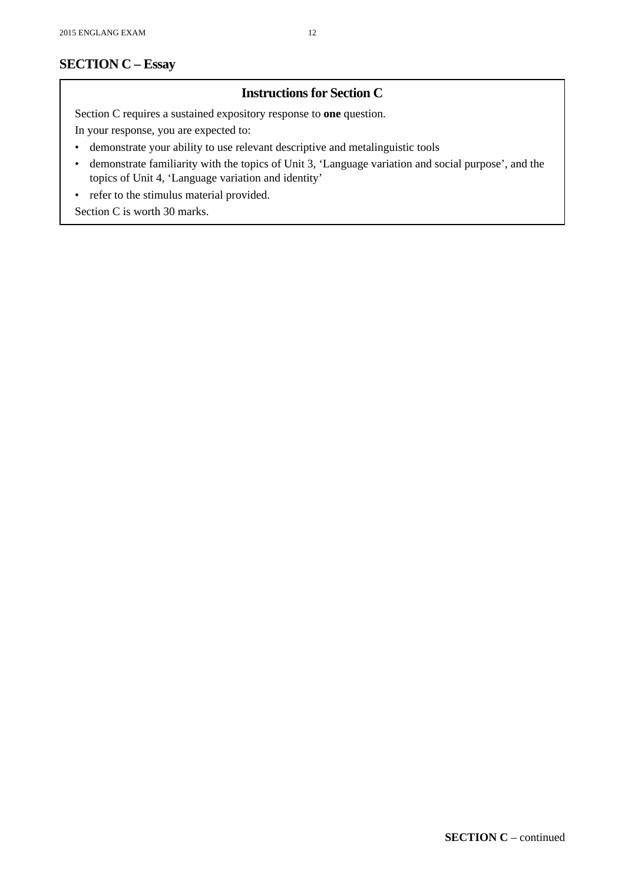## SECTION C – Essay

### Instructions for Section C

Section C requires a sustained expository response to **one** question.

In your response, you are expected to:

- demonstrate your ability to use relevant descriptive and metalinguistic tools
- demonstrate familiarity with the topics of Unit 3, 'Language variation and social purpose', and the topics of Unit 4, 'Language variation and identity'
- refer to the stimulus material provided.

Section C is worth 30 marks.

**SECTION C** – continued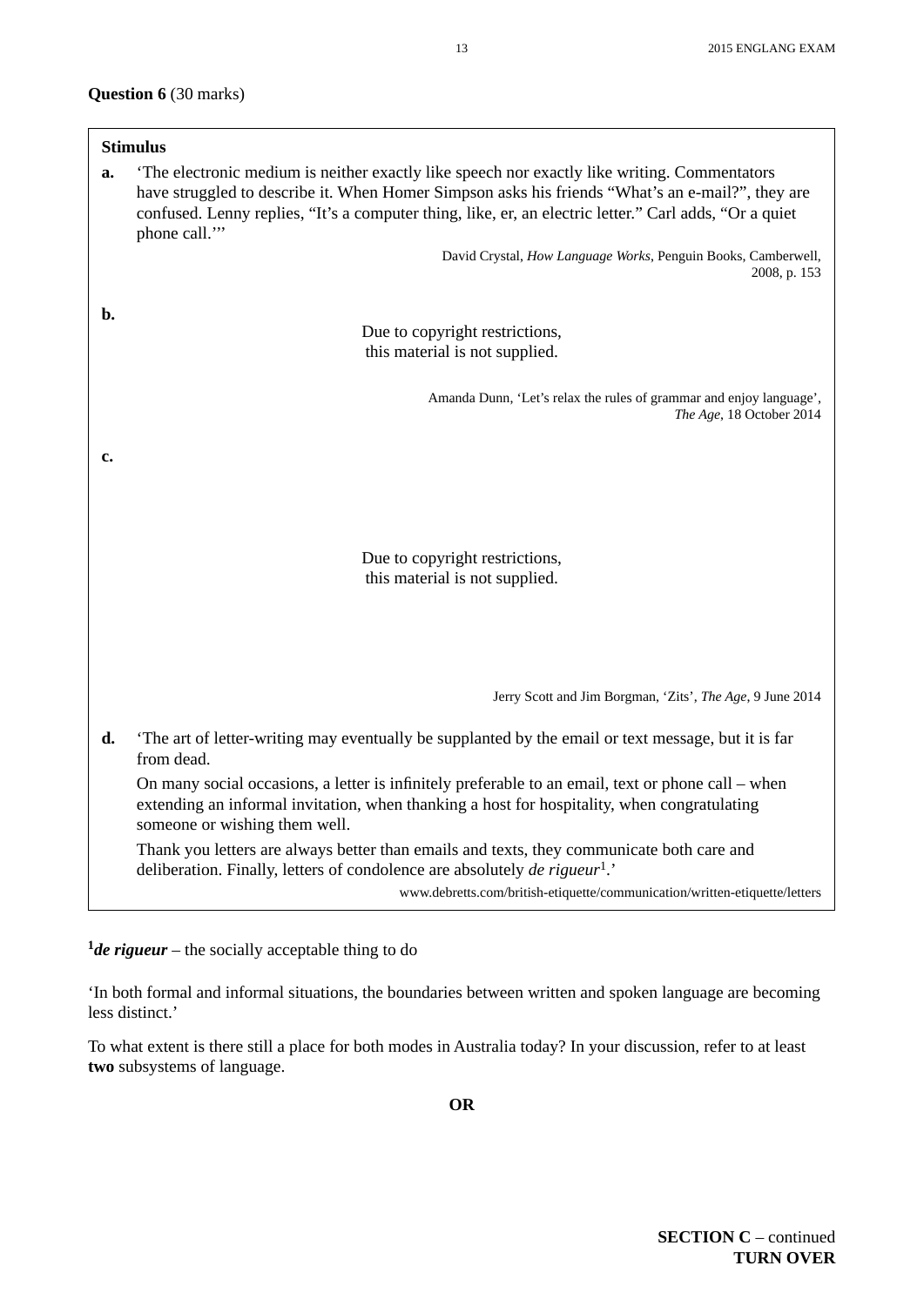**Question 6** (30 marks)

**Stimulus**

**a.** 'The electronic medium is neither exactly like speech nor exactly like writing. Commentators have struggled to describe it. When Homer Simpson asks his friends "What's an e-mail?", they are confused. Lenny replies, "It's a computer thing, like, er, an electric letter." Carl adds, "Or a quiet phone call."'

David Crystal, *How Language Works*, Penguin Books, Camberwell, 2008, p. 153

**b.**

Due to copyright restrictions, this material is not supplied.

Amanda Dunn, 'Let's relax the rules of grammar and enjoy language', *The Age*, 18 October 2014

**c.**

Due to copyright restrictions, this material is not supplied.

Jerry Scott and Jim Borgman, 'Zits', *The Age*, 9 June 2014

**d.** 'The art of letter-writing may eventually be supplanted by the email or text message, but it is far from dead.

On many social occasions, a letter is infinitely preferable to an email, text or phone call – when extending an informal invitation, when thanking a host for hospitality, when congratulating someone or wishing them well.

Thank you letters are always better than emails and texts, they communicate both care and deliberation. Finally, letters of condolence are absolutely *de rigueur*[1].'

www.debretts.com/british-etiquette/communication/written-etiquette/letters

[1]***de rigueur*** – the socially acceptable thing to do

'In both formal and informal situations, the boundaries between written and spoken language are becoming less distinct.'

To what extent is there still a place for both modes in Australia today? In your discussion, refer to at least **two** subsystems of language.

**OR**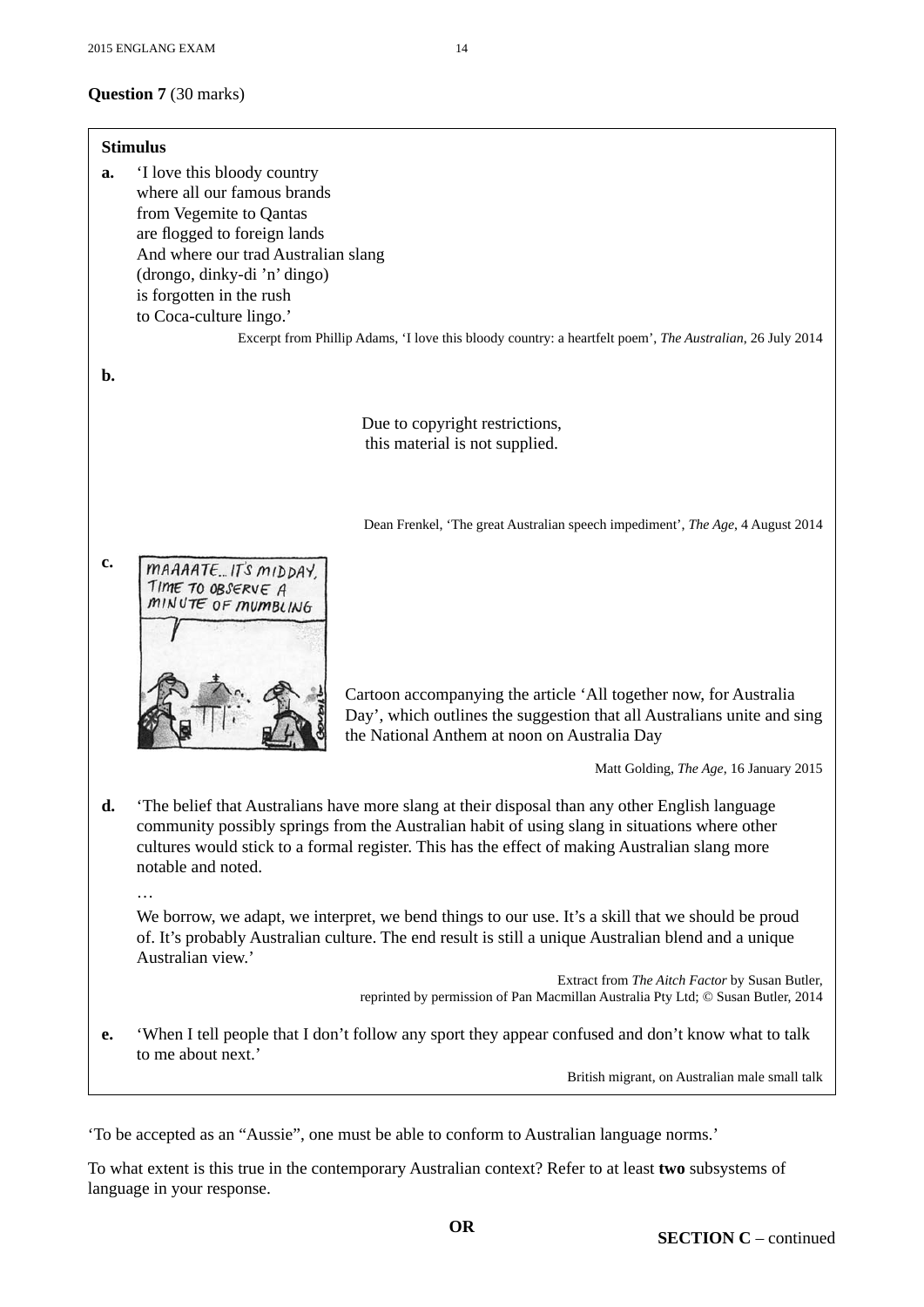**Question 7** (30 marks)

**Stimulus**

**a.** ‘I love this bloody country
where all our famous brands
from Vegemite to Qantas
are flogged to foreign lands
And where our trad Australian slang
(drongo, dinky-di ’n’ dingo)
is forgotten in the rush
to Coca-culture lingo.’

Excerpt from Phillip Adams, ‘I love this bloody country: a heartfelt poem’, *The Australian*, 26 July 2014

**b.**

Due to copyright restrictions,
this material is not supplied.

Dean Frenkel, ‘The great Australian speech impediment’, *The Age*, 4 August 2014

**c.**

MAAAATE... IT'S MIDDAY, TIME TO OBSERVE A MINUTE OF MUMBLING

Cartoon accompanying the article ‘All together now, for Australia Day’, which outlines the suggestion that all Australians unite and sing the National Anthem at noon on Australia Day

Matt Golding, *The Age*, 16 January 2015

**d.** ‘The belief that Australians have more slang at their disposal than any other English language community possibly springs from the Australian habit of using slang in situations where other cultures would stick to a formal register. This has the effect of making Australian slang more notable and noted.

…

We borrow, we adapt, we interpret, we bend things to our use. It’s a skill that we should be proud of. It’s probably Australian culture. The end result is still a unique Australian blend and a unique Australian view.’

Extract from *The Aitch Factor* by Susan Butler, reprinted by permission of Pan Macmillan Australia Pty Ltd; © Susan Butler, 2014

**e.** ‘When I tell people that I don’t follow any sport they appear confused and don’t know what to talk to me about next.’

British migrant, on Australian male small talk

‘To be accepted as an “Aussie”, one must be able to conform to Australian language norms.’

To what extent is this true in the contemporary Australian context? Refer to at least **two** subsystems of language in your response.

**OR**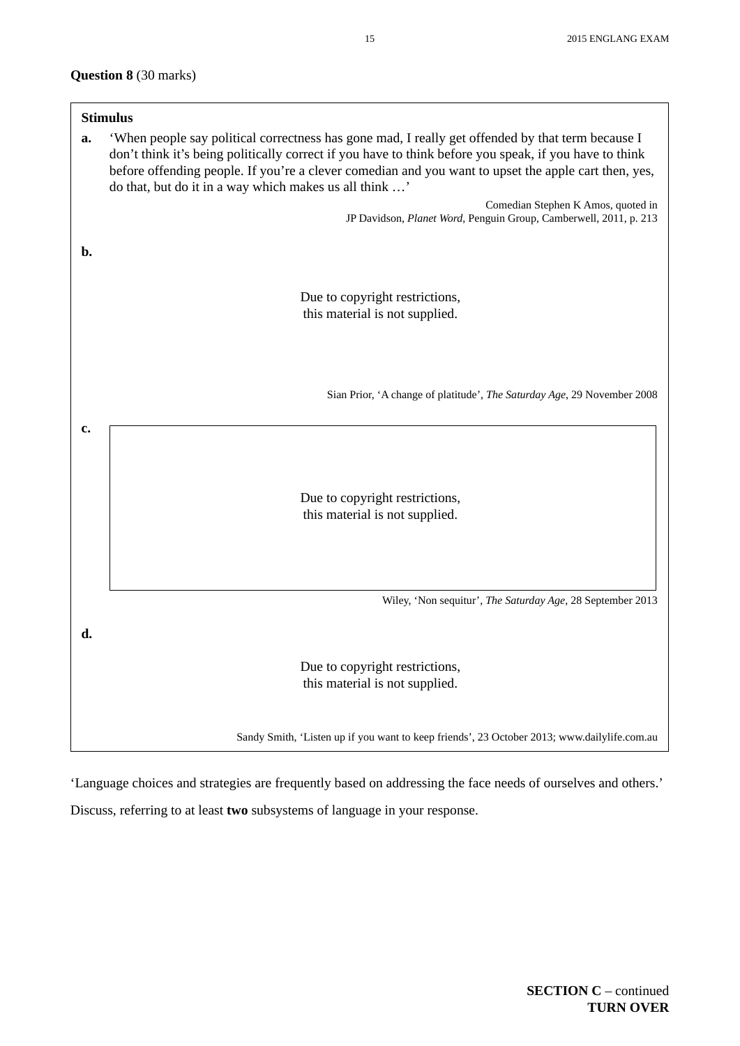**Question 8** (30 marks)

**Stimulus**

**a.** ‘When people say political correctness has gone mad, I really get offended by that term because I don’t think it’s being politically correct if you have to think before you speak, if you have to think before offending people. If you’re a clever comedian and you want to upset the apple cart then, yes, do that, but do it in a way which makes us all think …’

Comedian Stephen K Amos, quoted in JP Davidson, *Planet Word*, Penguin Group, Camberwell, 2011, p. 213

**b.**

Due to copyright restrictions, this material is not supplied.

Sian Prior, ‘A change of platitude’, *The Saturday Age*, 29 November 2008

**c.**

Due to copyright restrictions, this material is not supplied.

Wiley, ‘Non sequitur’, *The Saturday Age*, 28 September 2013

**d.**

Due to copyright restrictions, this material is not supplied.

Sandy Smith, ‘Listen up if you want to keep friends’, 23 October 2013; www.dailylife.com.au

‘Language choices and strategies are frequently based on addressing the face needs of ourselves and others.’

Discuss, referring to at least **two** subsystems of language in your response.

**SECTION C** – continued
**TURN OVER**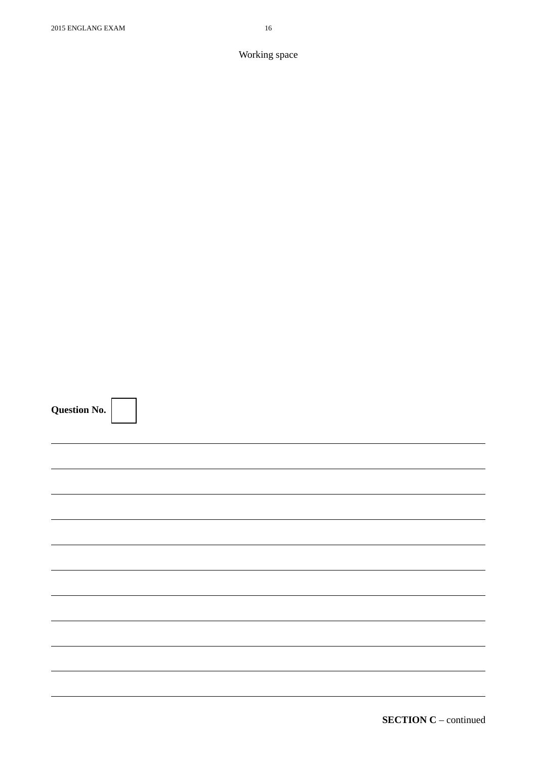Working space

**Question No.** 

**SECTION C** – continued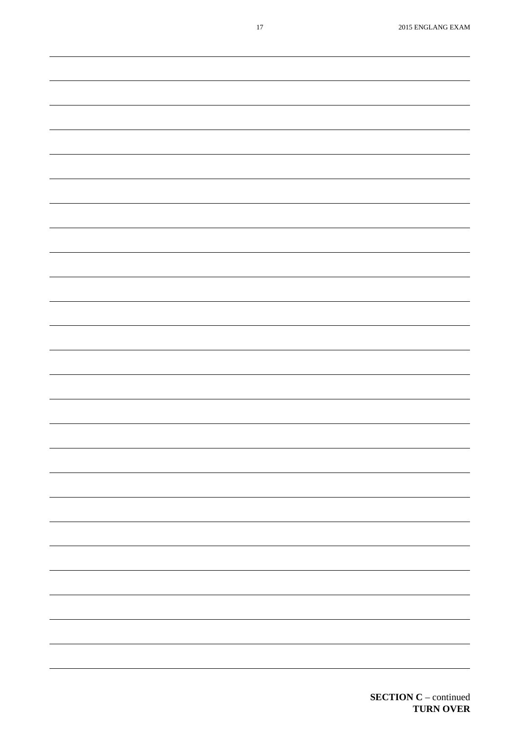**SECTION C** – continued
**TURN OVER**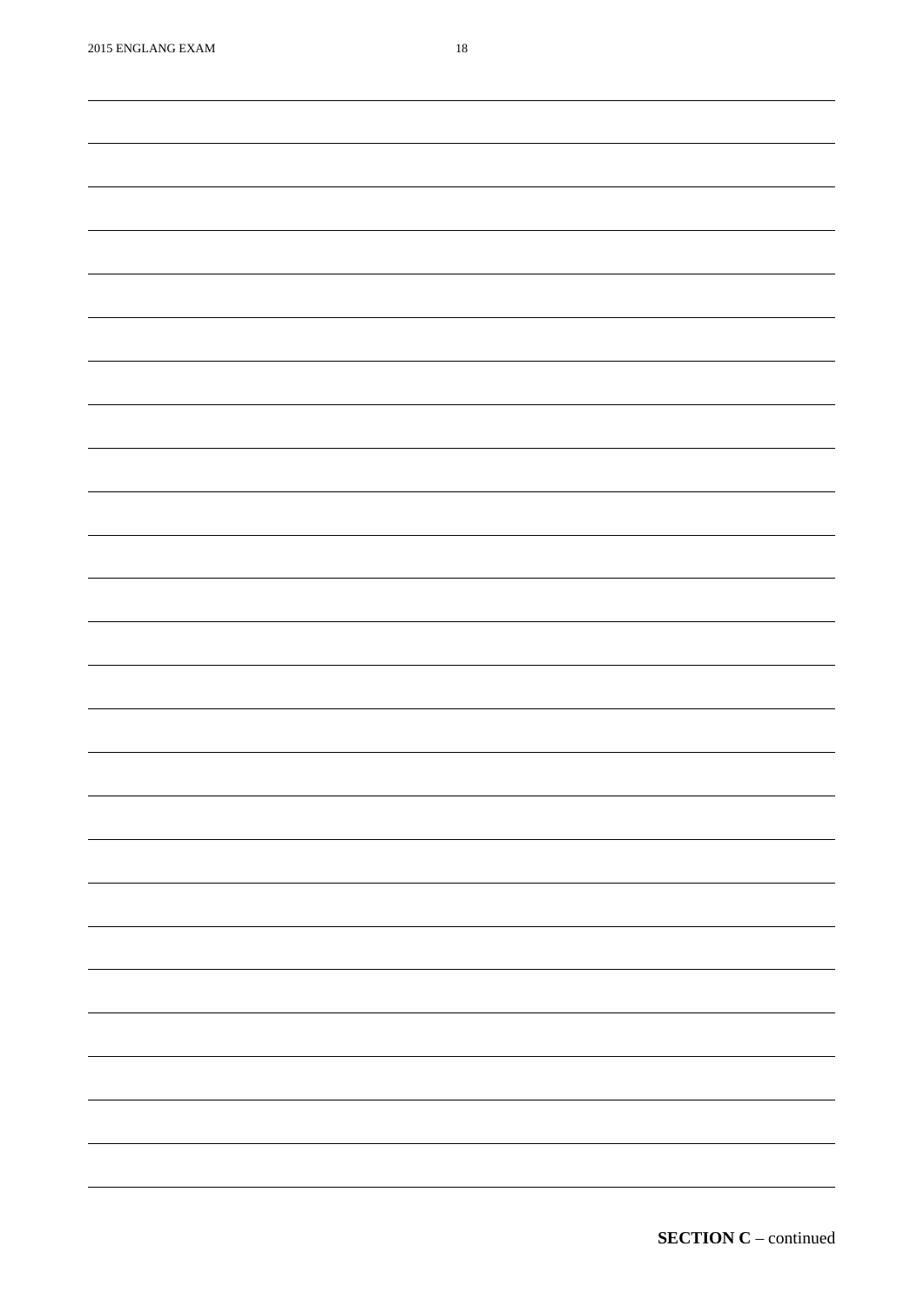**SECTION C** – continued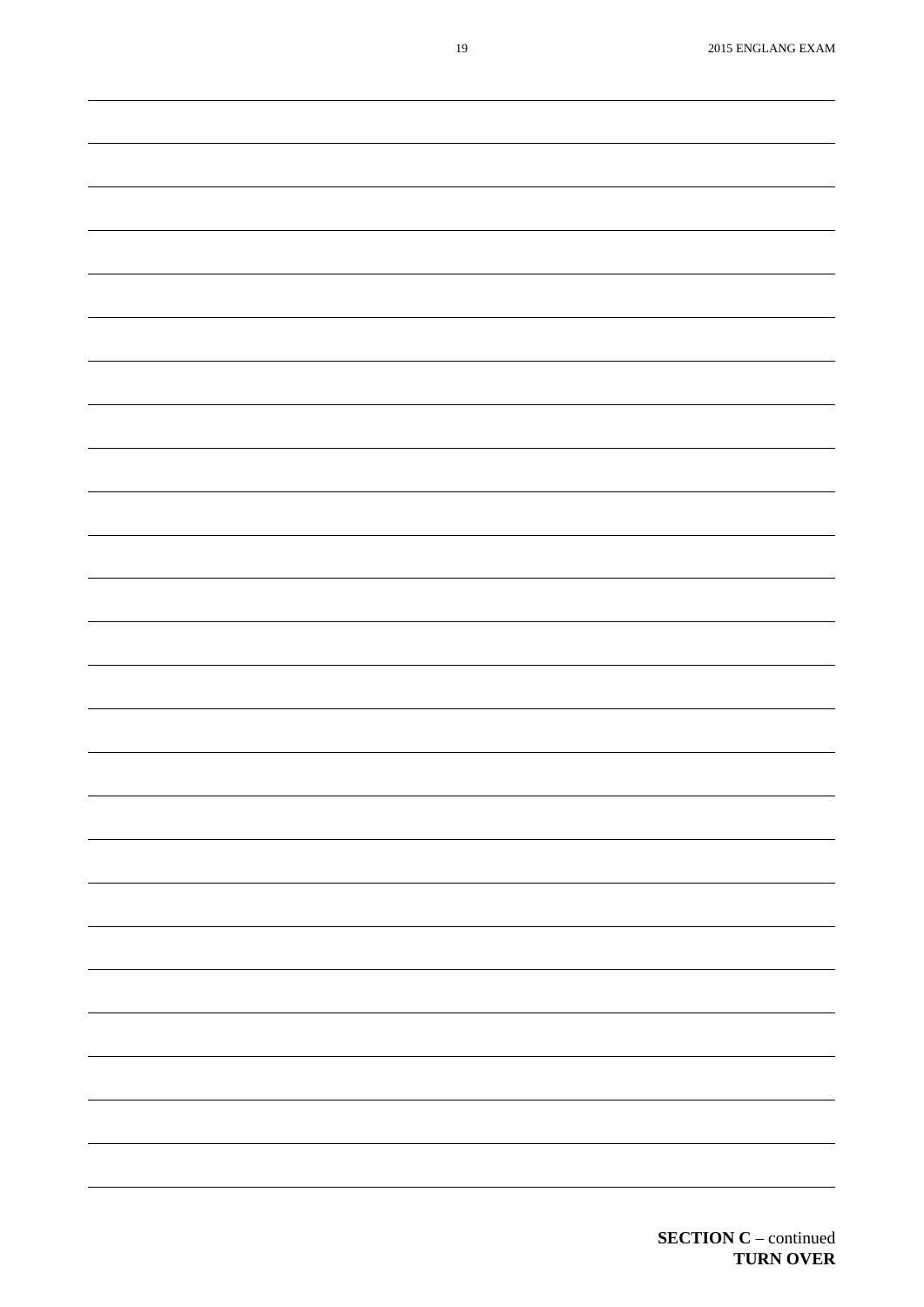**SECTION C** – continued
**TURN OVER**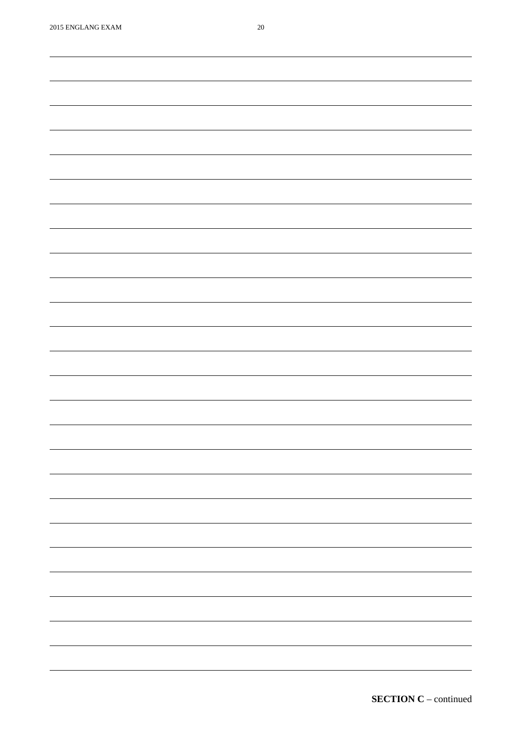**SECTION C** – continued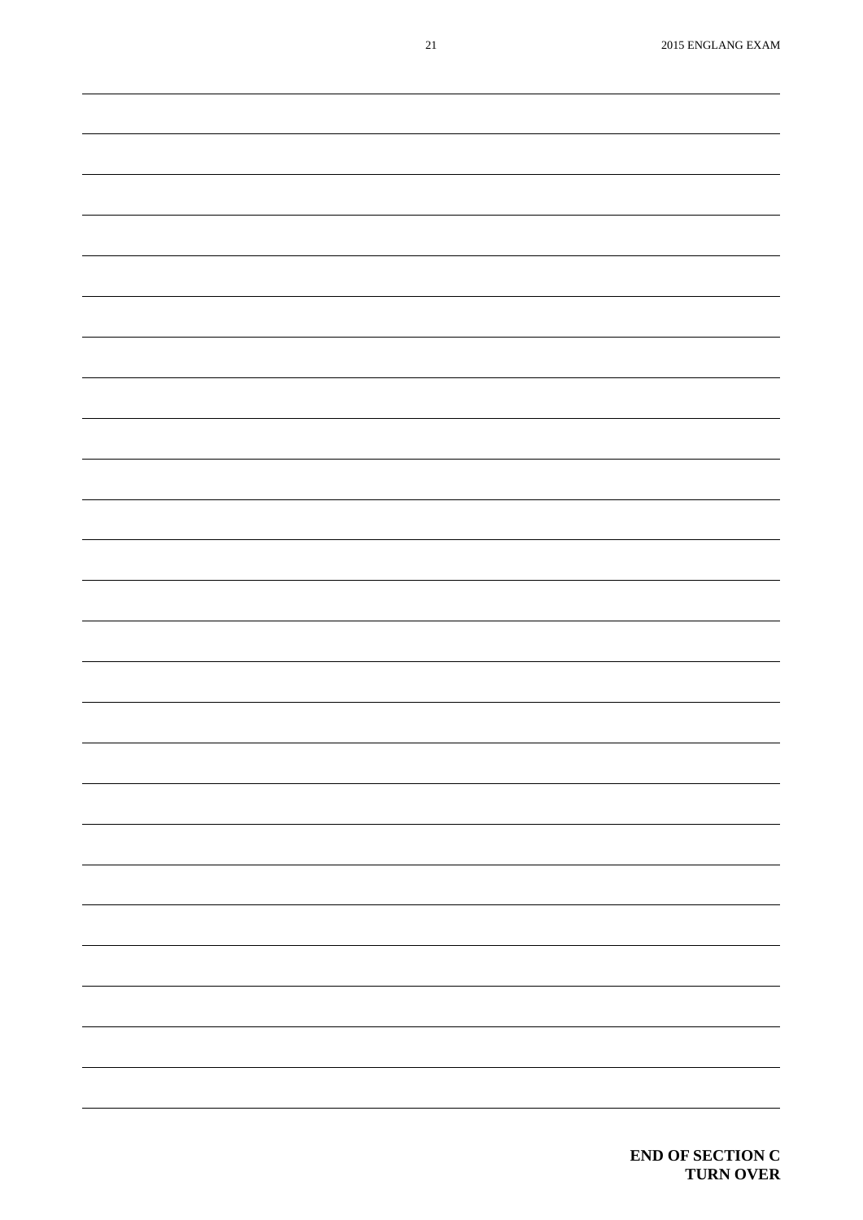**END OF SECTION C**
**TURN OVER**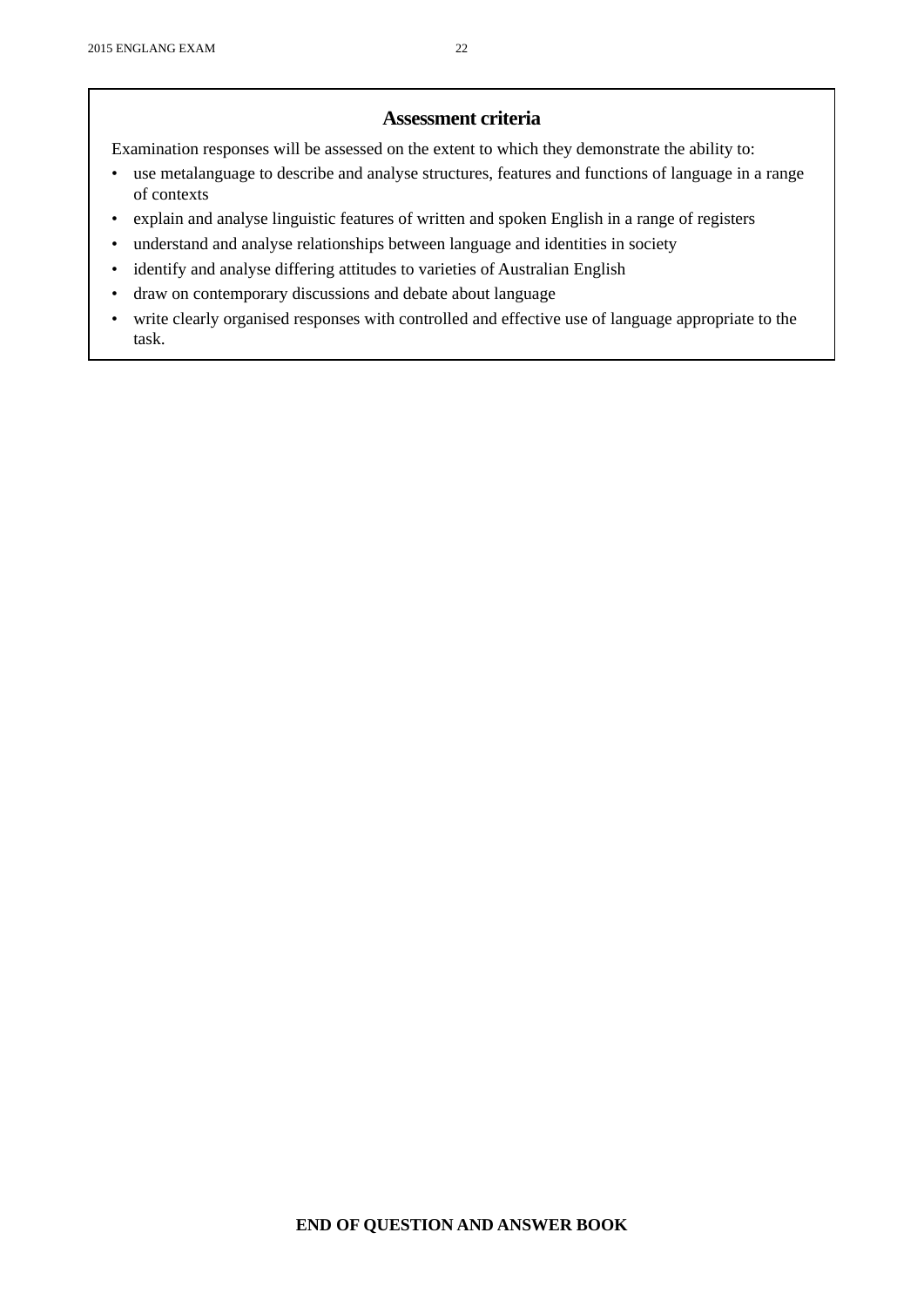## Assessment criteria

Examination responses will be assessed on the extent to which they demonstrate the ability to:

- use metalanguage to describe and analyse structures, features and functions of language in a range of contexts
- explain and analyse linguistic features of written and spoken English in a range of registers
- understand and analyse relationships between language and identities in society
- identify and analyse differing attitudes to varieties of Australian English
- draw on contemporary discussions and debate about language
- write clearly organised responses with controlled and effective use of language appropriate to the task.

**END OF QUESTION AND ANSWER BOOK**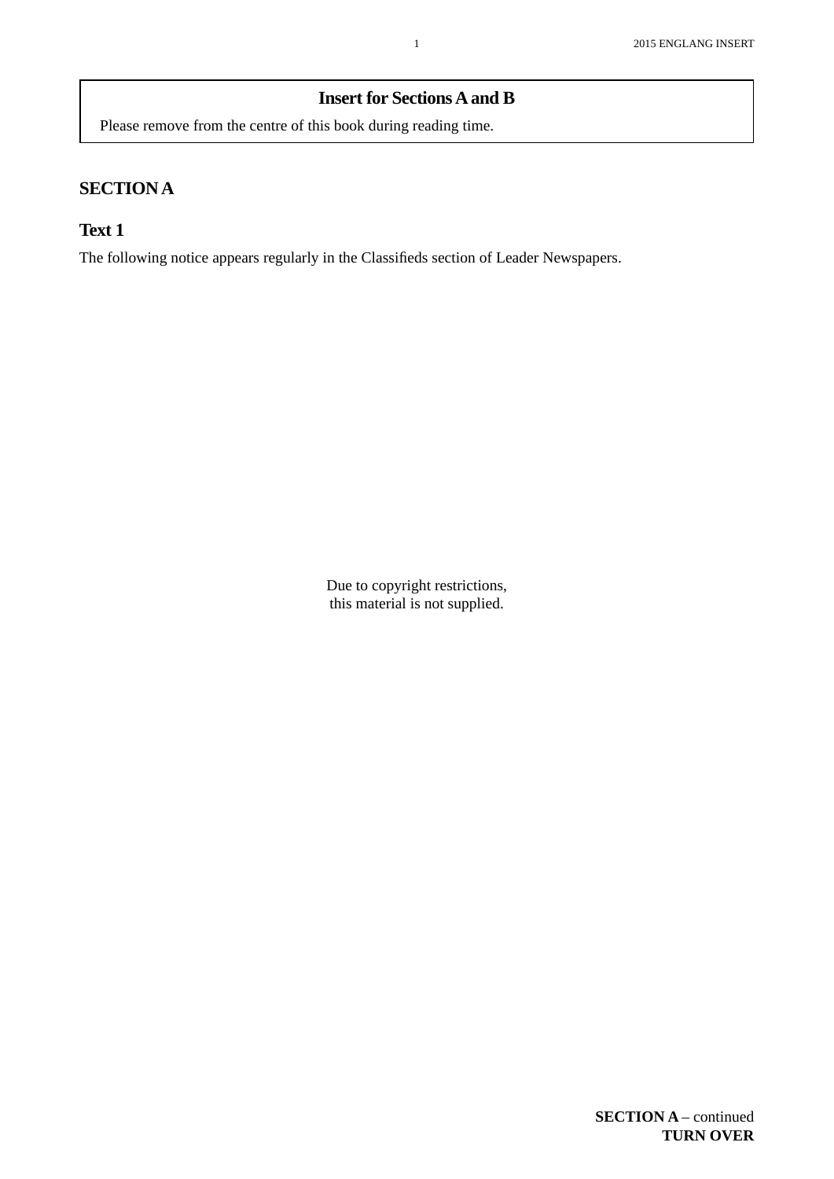**Insert for Sections A and B**

Please remove from the centre of this book during reading time.

## SECTION A

### Text 1

The following notice appears regularly in the Classifieds section of Leader Newspapers.

Due to copyright restrictions,
this material is not supplied.

**SECTION A** – continued
**TURN OVER**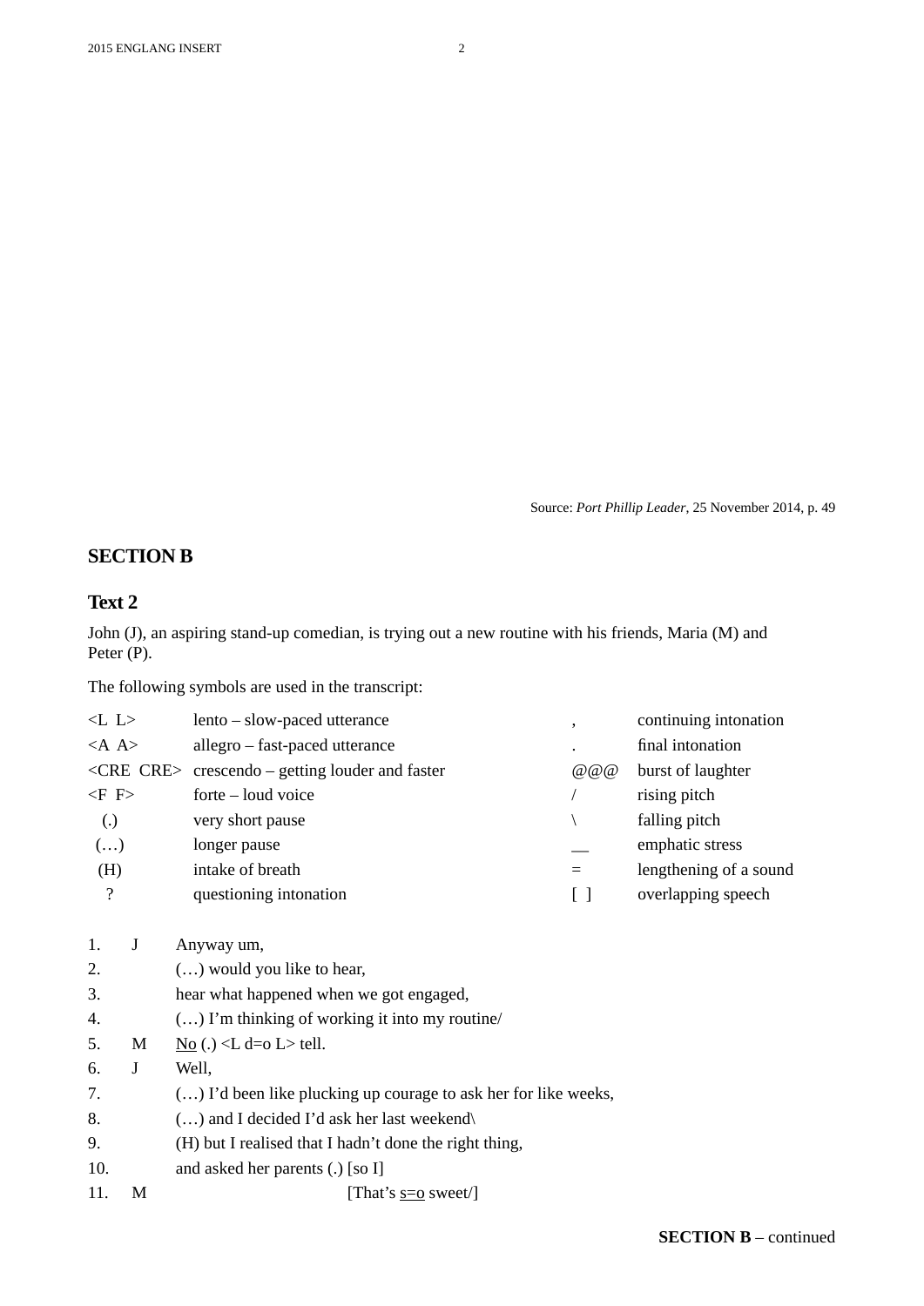Source: *Port Phillip Leader*, 25 November 2014, p. 49

## SECTION B

### Text 2

John (J), an aspiring stand-up comedian, is trying out a new routine with his friends, Maria (M) and Peter (P).

The following symbols are used in the transcript:

| | | | |
|---|---|---|---|
| <L  L> | lento – slow-paced utterance | , | continuing intonation |
| <A  A> | allegro – fast-paced utterance | . | final intonation |
| <CRE  CRE> | crescendo – getting louder and faster | @@@ | burst of laughter |
| <F  F> | forte – loud voice | / | rising pitch |
| (.) | very short pause | \ | falling pitch |
| (…) | longer pause | __ | emphatic stress |
| (H) | intake of breath | = | lengthening of a sound |
| ? | questioning intonation | [ ] | overlapping speech |

| | | |
|---|---|---|
| 1. | J | Anyway um, |
| 2. | | (…) would you like to hear, |
| 3. | | hear what happened when we got engaged, |
| 4. | | (…) I'm thinking of working it into my routine/ |
| 5. | M | <u>No</u> (.) <L d=o L> tell. |
| 6. | J | Well, |
| 7. | | (…) I'd been like plucking up courage to ask her for like weeks, |
| 8. | | (…) and I decided I'd ask her last weekend\ |
| 9. | | (H) but I realised that I hadn't done the right thing, |
| 10. | | and asked her parents (.) [so I] |
| 11. | M | [That's <u>s=o</u> sweet/] |

**SECTION B** – continued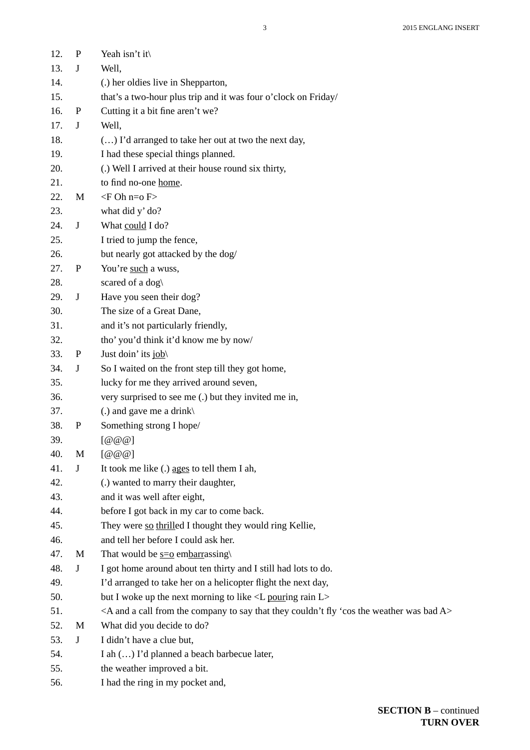| | | |
|---|---|---|
| 12. | P | Yeah isn't it\ |
| 13. | J | Well, |
| 14. | | (.) her oldies live in Shepparton, |
| 15. | | that's a two-hour plus trip and it was four o'clock on Friday/ |
| 16. | P | Cutting it a bit fine aren't we? |
| 17. | J | Well, |
| 18. | | (…) I'd arranged to take her out at two the next day, |
| 19. | | I had these special things planned. |
| 20. | | (.) Well I arrived at their house round six thirty, |
| 21. | | to find no-one <u>home</u>. |
| 22. | M | <F Oh n=o F> |
| 23. | | what did y' do? |
| 24. | J | What <u>could</u> I do? |
| 25. | | I tried to jump the fence, |
| 26. | | but nearly got attacked by the dog/ |
| 27. | P | You're <u>such</u> a wuss, |
| 28. | | scared of a dog\ |
| 29. | J | Have you seen their dog? |
| 30. | | The size of a Great Dane, |
| 31. | | and it's not particularly friendly, |
| 32. | | tho' you'd think it'd know me by now/ |
| 33. | P | Just doin' its <u>job</u>\ |
| 34. | J | So I waited on the front step till they got home, |
| 35. | | lucky for me they arrived around seven, |
| 36. | | very surprised to see me (.) but they invited me in, |
| 37. | | (.) and gave me a drink\ |
| 38. | P | Something strong I hope/ |
| 39. | | [@@@] |
| 40. | M | [@@@] |
| 41. | J | It took me like (.) <u>ages</u> to tell them I ah, |
| 42. | | (.) wanted to marry their daughter, |
| 43. | | and it was well after eight, |
| 44. | | before I got back in my car to come back. |
| 45. | | They were <u>so</u> <u>thrill</u>ed I thought they would ring Kellie, |
| 46. | | and tell her before I could ask her. |
| 47. | M | That would be <u>s=o</u> em<u>barr</u>assing\ |
| 48. | J | I got home around about ten thirty and I still had lots to do. |
| 49. | | I'd arranged to take her on a helicopter flight the next day, |
| 50. | | but I woke up the next morning to like <L <u>pour</u>ing rain L> |
| 51. | | <A and a call from the company to say that they couldn't fly 'cos the weather was bad A> |
| 52. | M | What did you decide to do? |
| 53. | J | I didn't have a clue but, |
| 54. | | I ah (…) I'd planned a beach barbecue later, |
| 55. | | the weather improved a bit. |
| 56. | | I had the ring in my pocket and, |

**SECTION B** – continued
**TURN OVER**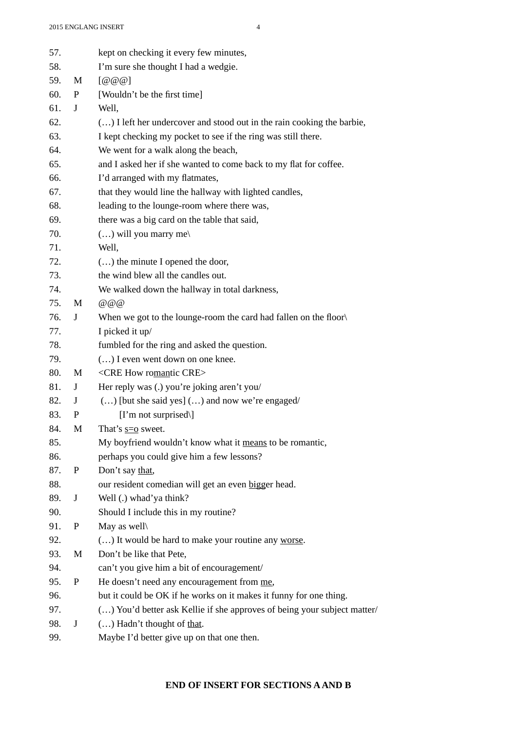| | | |
|---|---|---|
| 57. | | kept on checking it every few minutes, |
| 58. | | I'm sure she thought I had a wedgie. |
| 59. | M | [@@@] |
| 60. | P | [Wouldn't be the first time] |
| 61. | J | Well, |
| 62. | | (…) I left her undercover and stood out in the rain cooking the barbie, |
| 63. | | I kept checking my pocket to see if the ring was still there. |
| 64. | | We went for a walk along the beach, |
| 65. | | and I asked her if she wanted to come back to my flat for coffee. |
| 66. | | I'd arranged with my flatmates, |
| 67. | | that they would line the hallway with lighted candles, |
| 68. | | leading to the lounge-room where there was, |
| 69. | | there was a big card on the table that said, |
| 70. | | (…) will you marry me\ |
| 71. | | Well, |
| 72. | | (…) the minute I opened the door, |
| 73. | | the wind blew all the candles out. |
| 74. | | We walked down the hallway in total darkness, |
| 75. | M | @@@ |
| 76. | J | When we got to the lounge-room the card had fallen on the floor\ |
| 77. | | I picked it up/ |
| 78. | | fumbled for the ring and asked the question. |
| 79. | | (…) I even went down on one knee. |
| 80. | M | <CRE How ro<u>man</u>tic CRE> |
| 81. | J | Her reply was (.) you're joking aren't you/ |
| 82. | J | (…) [but she said yes] (…) and now we're engaged/ |
| 83. | P | [I'm not surprised\] |
| 84. | M | That's <u>s=o</u> sweet. |
| 85. | | My boyfriend wouldn't know what it <u>means</u> to be romantic, |
| 86. | | perhaps you could give him a few lessons? |
| 87. | P | Don't say <u>that</u>, |
| 88. | | our resident comedian will get an even <u>bigg</u>er head. |
| 89. | J | Well (.) whad'ya think? |
| 90. | | Should I include this in my routine? |
| 91. | P | May as well\ |
| 92. | | (…) It would be hard to make your routine any <u>worse</u>. |
| 93. | M | Don't be like that Pete, |
| 94. | | can't you give him a bit of encouragement/ |
| 95. | P | He doesn't need any encouragement from <u>me</u>, |
| 96. | | but it could be OK if he works on it makes it funny for one thing. |
| 97. | | (…) You'd better ask Kellie if she approves of being your subject matter/ |
| 98. | J | (…) Hadn't thought of <u>that</u>. |
| 99. | | Maybe I'd better give up on that one then. |

**END OF INSERT FOR SECTIONS A AND B**